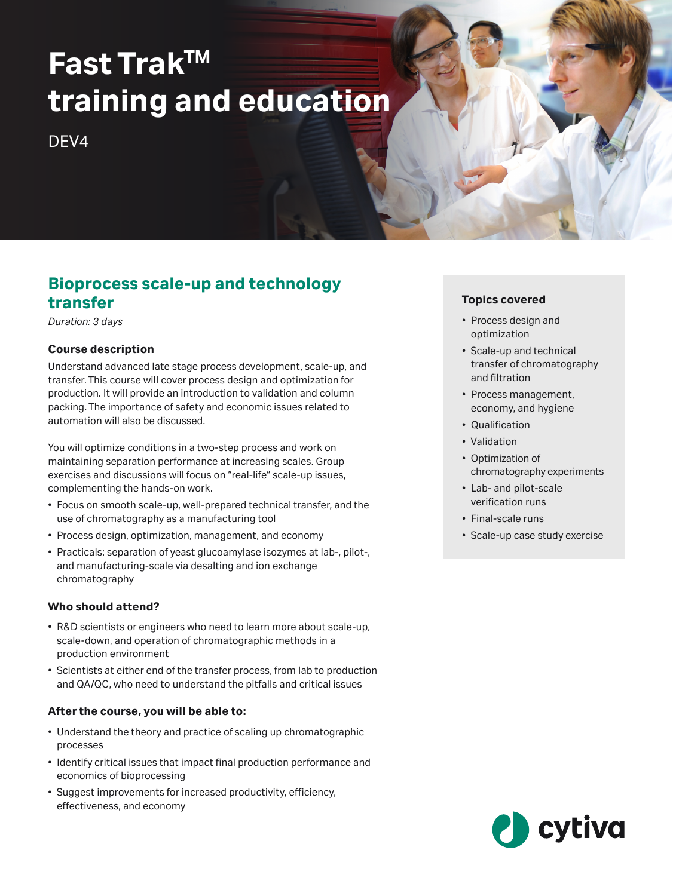# Fast Trak™ training and education

DEV4

## Bioprocess scale-up and technology transfer

*Duration: 3 days*

### Course description

Understand advanced late stage process development, scale-up, and transfer. This course will cover process design and optimization for production. It will provide an introduction to validation and column packing. The importance of safety and economic issues related to automation will also be discussed.

You will optimize conditions in a two-step process and work on maintaining separation performance at increasing scales. Group exercises and discussions will focus on "real-life" scale-up issues, complementing the hands-on work.

- Focus on smooth scale-up, well-prepared technical transfer, and the use of chromatography as a manufacturing tool
- Process design, optimization, management, and economy
- Practicals: separation of yeast glucoamylase isozymes at lab-, pilot-, and manufacturing-scale via desalting and ion exchange chromatography

### Who should attend?

- R&D scientists or engineers who need to learn more about scale-up, scale-down, and operation of chromatographic methods in a production environment
- Scientists at either end of the transfer process, from lab to production and QA/QC, who need to understand the pitfalls and critical issues

### After the course, you will be able to:

- Understand the theory and practice of scaling up chromatographic processes
- Identify critical issues that impact final production performance and economics of bioprocessing
- Suggest improvements for increased productivity, efficiency, effectiveness, and economy

### Topics covered

- Process design and optimization
- Scale-up and technical transfer of chromatography and filtration
- Process management, economy, and hygiene
- Qualification
- Validation
- Optimization of chromatography experiments
- Lab- and pilot-scale verification runs
- Final-scale runs
- Scale-up case study exercise

cytiva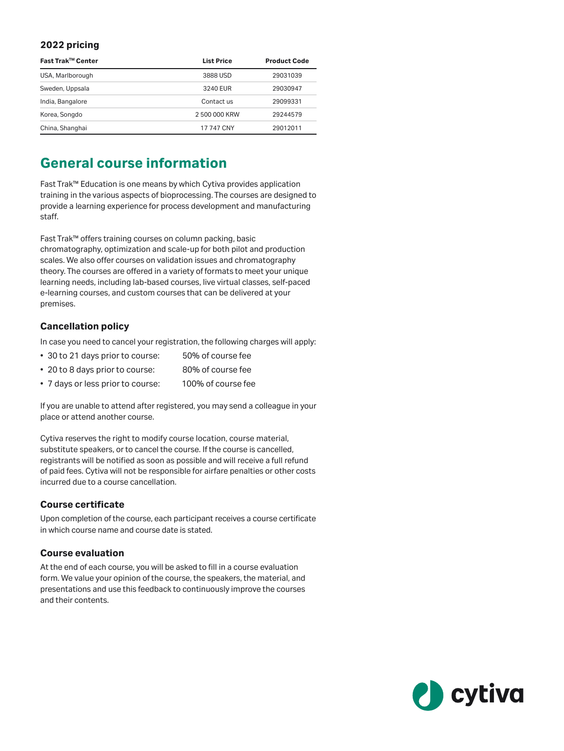### 2022 pricing

| Fast Trak™ Center | List Price | Product Code |
|---|---|---|
| USA, Marlborough | 3888 USD | 29031039 |
| Sweden, Uppsala | 3240 EUR | 29030947 |
| India, Bangalore | Contact us | 29099331 |
| Korea, Songdo | 2 500 000 KRW | 29244579 |
| China, Shanghai | 17 747 CNY | 29012011 |

## General course information

Fast Trak™ Education is one means by which Cytiva provides application training in the various aspects of bioprocessing. The courses are designed to provide a learning experience for process development and manufacturing staff.

Fast Trak™ offers training courses on column packing, basic chromatography, optimization and scale-up for both pilot and production scales. We also offer courses on validation issues and chromatography theory. The courses are offered in a variety of formats to meet your unique learning needs, including lab-based courses, live virtual classes, self-paced e-learning courses, and custom courses that can be delivered at your premises.

### Cancellation policy

In case you need to cancel your registration, the following charges will apply:

- 30 to 21 days prior to course: 50% of course fee
- 20 to 8 days prior to course: 80% of course fee
- 7 days or less prior to course: 100% of course fee

If you are unable to attend after registered, you may send a colleague in your place or attend another course.

Cytiva reserves the right to modify course location, course material, substitute speakers, or to cancel the course. If the course is cancelled, registrants will be notified as soon as possible and will receive a full refund of paid fees. Cytiva will not be responsible for airfare penalties or other costs incurred due to a course cancellation.

### Course certificate

Upon completion of the course, each participant receives a course certificate in which course name and course date is stated.

### Course evaluation

At the end of each course, you will be asked to fill in a course evaluation form. We value your opinion of the course, the speakers, the material, and presentations and use this feedback to continuously improve the courses and their contents.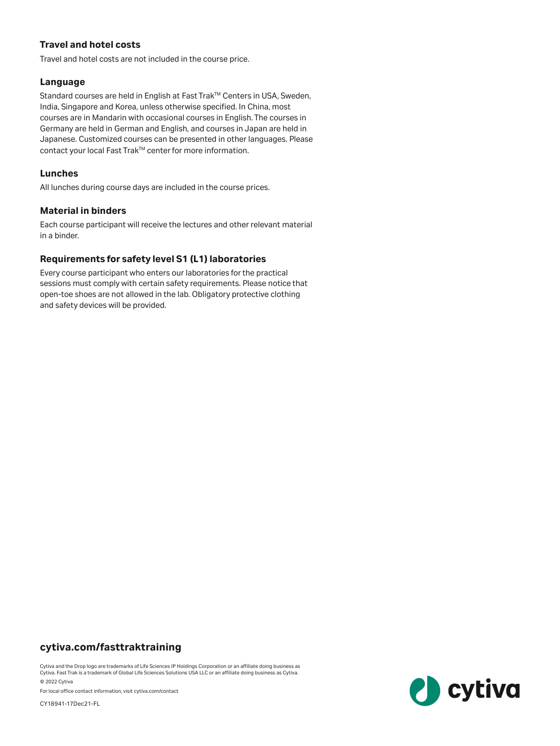### Travel and hotel costs

Travel and hotel costs are not included in the course price.

### Language

Standard courses are held in English at Fast Trak™ Centers in USA, Sweden, India, Singapore and Korea, unless otherwise specified. In China, most courses are in Mandarin with occasional courses in English. The courses in Germany are held in German and English, and courses in Japan are held in Japanese. Customized courses can be presented in other languages. Please contact your local Fast Trak™ center for more information.

### Lunches

All lunches during course days are included in the course prices.

### Material in binders

Each course participant will receive the lectures and other relevant material in a binder.

### Requirements for safety level S1 (L1) laboratories

Every course participant who enters our laboratories for the practical sessions must comply with certain safety requirements. Please notice that open-toe shoes are not allowed in the lab. Obligatory protective clothing and safety devices will be provided.

**cytiva.com/fasttraktraining**

Cytiva and the Drop logo are trademarks of Life Sciences IP Holdings Corporation or an affiliate doing business as Cytiva. Fast Trak is a trademark of Global Life Sciences Solutions USA LLC or an affiliate doing business as Cytiva.

© 2022 Cytiva

For local office contact information, visit cytiva.com/contact

CY18941-17Dec21-FL